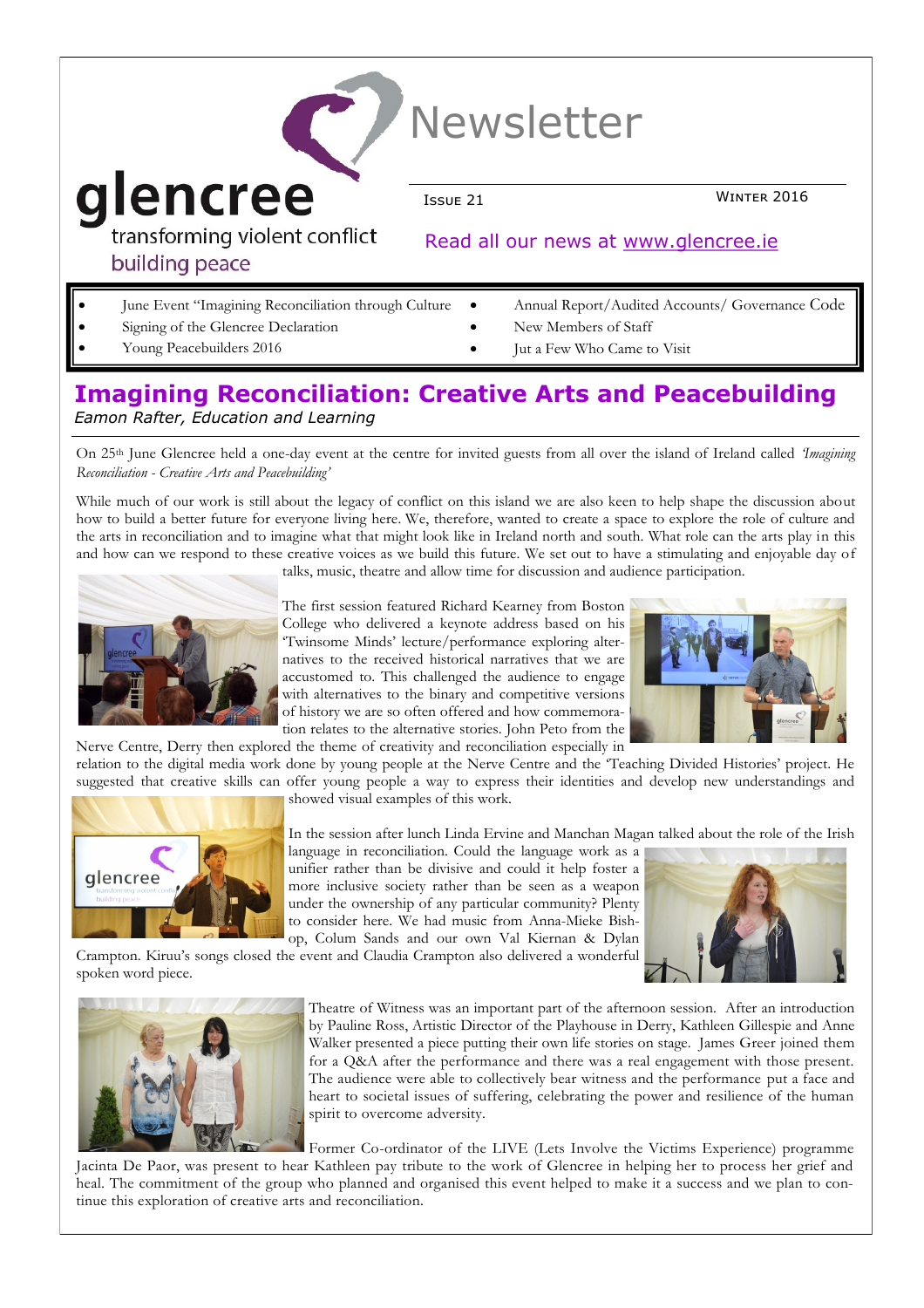# glencree

transforming violent conflict
building peace

# Newsletter

Issue 21 — Winter 2016

Read all our news at [www.glencree.ie](http://www.glencree.ie)

- June Event "Imagining Reconciliation through Culture
- Signing of the Glencree Declaration
- Young Peacebuilders 2016
- Annual Report/Audited Accounts/ Governance Code
- New Members of Staff
- Jut a Few Who Came to Visit

## Imagining Reconciliation: Creative Arts and Peacebuilding

*Eamon Rafter, Education and Learning*

On 25th June Glencree held a one-day event at the centre for invited guests from all over the island of Ireland called *'Imagining Reconciliation - Creative Arts and Peacebuilding'*

While much of our work is still about the legacy of conflict on this island we are also keen to help shape the discussion about how to build a better future for everyone living here. We, therefore, wanted to create a space to explore the role of culture and the arts in reconciliation and to imagine what that might look like in Ireland north and south. What role can the arts play in this and how can we respond to these creative voices as we build this future. We set out to have a stimulating and enjoyable day of talks, music, theatre and allow time for discussion and audience participation.

The first session featured Richard Kearney from Boston College who delivered a keynote address based on his 'Twinsome Minds' lecture/performance exploring alternatives to the received historical narratives that we are accustomed to. This challenged the audience to engage with alternatives to the binary and competitive versions of history we are so often offered and how commemoration relates to the alternative stories. John Peto from the Nerve Centre, Derry then explored the theme of creativity and reconciliation especially in relation to the digital media work done by young people at the Nerve Centre and the 'Teaching Divided Histories' project. He suggested that creative skills can offer young people a way to express their identities and develop new understandings and showed visual examples of this work.

In the session after lunch Linda Ervine and Manchan Magan talked about the role of the Irish language in reconciliation. Could the language work as a unifier rather than be divisive and could it help foster a more inclusive society rather than be seen as a weapon under the ownership of any particular community? Plenty to consider here. We had music from Anna-Mieke Bishop, Colum Sands and our own Val Kiernan & Dylan Crampton. Kiruu's songs closed the event and Claudia Crampton also delivered a wonderful spoken word piece.

Theatre of Witness was an important part of the afternoon session. After an introduction by Pauline Ross, Artistic Director of the Playhouse in Derry, Kathleen Gillespie and Anne Walker presented a piece putting their own life stories on stage. James Greer joined them for a Q&A after the performance and there was a real engagement with those present. The audience were able to collectively bear witness and the performance put a face and heart to societal issues of suffering, celebrating the power and resilience of the human spirit to overcome adversity.

Former Co-ordinator of the LIVE (Lets Involve the Victims Experience) programme Jacinta De Paor, was present to hear Kathleen pay tribute to the work of Glencree in helping her to process her grief and heal. The commitment of the group who planned and organised this event helped to make it a success and we plan to continue this exploration of creative arts and reconciliation.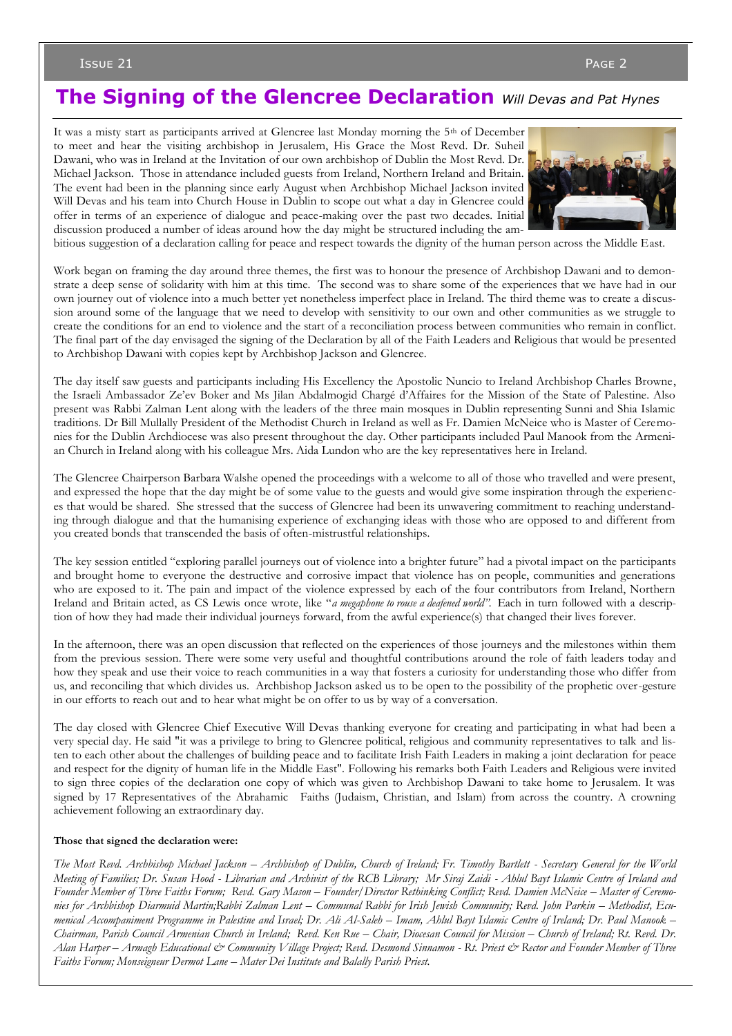# The Signing of the Glencree Declaration *Will Devas and Pat Hynes*

It was a misty start as participants arrived at Glencree last Monday morning the 5th of December to meet and hear the visiting archbishop in Jerusalem, His Grace the Most Revd. Dr. Suheil Dawani, who was in Ireland at the Invitation of our own archbishop of Dublin the Most Revd. Dr. Michael Jackson. Those in attendance included guests from Ireland, Northern Ireland and Britain. The event had been in the planning since early August when Archbishop Michael Jackson invited Will Devas and his team into Church House in Dublin to scope out what a day in Glencree could offer in terms of an experience of dialogue and peace-making over the past two decades. Initial discussion produced a number of ideas around how the day might be structured including the ambitious suggestion of a declaration calling for peace and respect towards the dignity of the human person across the Middle East.

Work began on framing the day around three themes, the first was to honour the presence of Archbishop Dawani and to demonstrate a deep sense of solidarity with him at this time. The second was to share some of the experiences that we have had in our own journey out of violence into a much better yet nonetheless imperfect place in Ireland. The third theme was to create a discussion around some of the language that we need to develop with sensitivity to our own and other communities as we struggle to create the conditions for an end to violence and the start of a reconciliation process between communities who remain in conflict. The final part of the day envisaged the signing of the Declaration by all of the Faith Leaders and Religious that would be presented to Archbishop Dawani with copies kept by Archbishop Jackson and Glencree.

The day itself saw guests and participants including His Excellency the Apostolic Nuncio to Ireland Archbishop Charles Browne, the Israeli Ambassador Ze'ev Boker and Ms Jilan Abdalmogid Chargé d'Affaires for the Mission of the State of Palestine. Also present was Rabbi Zalman Lent along with the leaders of the three main mosques in Dublin representing Sunni and Shia Islamic traditions. Dr Bill Mullally President of the Methodist Church in Ireland as well as Fr. Damien McNeice who is Master of Ceremonies for the Dublin Archdiocese was also present throughout the day. Other participants included Paul Manook from the Armenian Church in Ireland along with his colleague Mrs. Aida Lundon who are the key representatives here in Ireland.

The Glencree Chairperson Barbara Walshe opened the proceedings with a welcome to all of those who travelled and were present, and expressed the hope that the day might be of some value to the guests and would give some inspiration through the experiences that would be shared. She stressed that the success of Glencree had been its unwavering commitment to reaching understanding through dialogue and that the humanising experience of exchanging ideas with those who are opposed to and different from you created bonds that transcended the basis of often-mistrustful relationships.

The key session entitled "exploring parallel journeys out of violence into a brighter future" had a pivotal impact on the participants and brought home to everyone the destructive and corrosive impact that violence has on people, communities and generations who are exposed to it. The pain and impact of the violence expressed by each of the four contributors from Ireland, Northern Ireland and Britain acted, as CS Lewis once wrote, like "*a megaphone to rouse a deafened world".* Each in turn followed with a description of how they had made their individual journeys forward, from the awful experience(s) that changed their lives forever.

In the afternoon, there was an open discussion that reflected on the experiences of those journeys and the milestones within them from the previous session. There were some very useful and thoughtful contributions around the role of faith leaders today and how they speak and use their voice to reach communities in a way that fosters a curiosity for understanding those who differ from us, and reconciling that which divides us. Archbishop Jackson asked us to be open to the possibility of the prophetic over-gesture in our efforts to reach out and to hear what might be on offer to us by way of a conversation.

The day closed with Glencree Chief Executive Will Devas thanking everyone for creating and participating in what had been a very special day. He said "it was a privilege to bring to Glencree political, religious and community representatives to talk and listen to each other about the challenges of building peace and to facilitate Irish Faith Leaders in making a joint declaration for peace and respect for the dignity of human life in the Middle East". Following his remarks both Faith Leaders and Religious were invited to sign three copies of the declaration one copy of which was given to Archbishop Dawani to take home to Jerusalem. It was signed by 17 Representatives of the Abrahamic Faiths (Judaism, Christian, and Islam) from across the country. A crowning achievement following an extraordinary day.

**Those that signed the declaration were:**

*The Most Revd. Archbishop Michael Jackson – Archbishop of Dublin, Church of Ireland; Fr. Timothy Bartlett - Secretary General for the World Meeting of Families; Dr. Susan Hood - Librarian and Archivist of the RCB Library; Mr Siraj Zaidi - Ahlul Bayt Islamic Centre of Ireland and Founder Member of Three Faiths Forum; Revd. Gary Mason – Founder/Director Rethinking Conflict; Revd. Damien McNeice – Master of Ceremonies for Archbishop Diarmuid Martin;Rabbi Zalman Lent – Communal Rabbi for Irish Jewish Community; Revd. John Parkin – Methodist, Ecumenical Accompaniment Programme in Palestine and Israel; Dr. Ali Al-Saleh – Imam, Ahlul Bayt Islamic Centre of Ireland; Dr. Paul Manook – Chairman, Parish Council Armenian Church in Ireland; Revd. Ken Rue – Chair, Diocesan Council for Mission – Church of Ireland; Rt. Revd. Dr. Alan Harper – Armagh Educational & Community Village Project; Revd. Desmond Sinnamon - Rt. Priest & Rector and Founder Member of Three Faiths Forum; Monseigneur Dermot Lane – Mater Dei Institute and Balally Parish Priest.*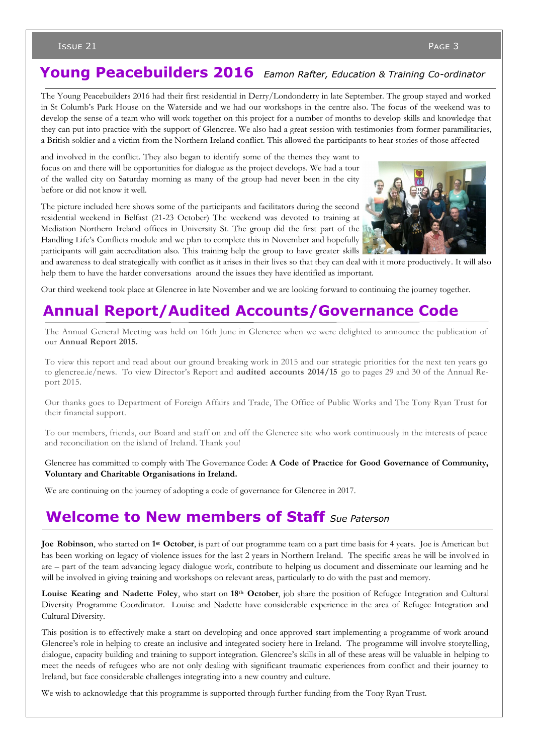## Young Peacebuilders 2016 *Eamon Rafter, Education & Training Co-ordinator*

The Young Peacebuilders 2016 had their first residential in Derry/Londonderry in late September. The group stayed and worked in St Columb's Park House on the Waterside and we had our workshops in the centre also. The focus of the weekend was to develop the sense of a team who will work together on this project for a number of months to develop skills and knowledge that they can put into practice with the support of Glencree. We also had a great session with testimonies from former paramilitaries, a British soldier and a victim from the Northern Ireland conflict. This allowed the participants to hear stories of those affected and involved in the conflict. They also began to identify some of the themes they want to focus on and there will be opportunities for dialogue as the project develops. We had a tour of the walled city on Saturday morning as many of the group had never been in the city before or did not know it well.

The picture included here shows some of the participants and facilitators during the second residential weekend in Belfast (21-23 October) The weekend was devoted to training at Mediation Northern Ireland offices in University St. The group did the first part of the Handling Life's Conflicts module and we plan to complete this in November and hopefully participants will gain accreditation also. This training help the group to have greater skills and awareness to deal strategically with conflict as it arises in their lives so that they can deal with it more productively. It will also help them to have the harder conversations around the issues they have identified as important.

Our third weekend took place at Glencree in late November and we are looking forward to continuing the journey together.

## Annual Report/Audited Accounts/Governance Code

The Annual General Meeting was held on 16th June in Glencree when we were delighted to announce the publication of our **Annual Report 2015.**

To view this report and read about our ground breaking work in 2015 and our strategic priorities for the next ten years go to glencree.ie/news. To view Director's Report and **audited accounts 2014/15** go to pages 29 and 30 of the Annual Report 2015.

Our thanks goes to Department of Foreign Affairs and Trade, The Office of Public Works and The Tony Ryan Trust for their financial support.

To our members, friends, our Board and staff on and off the Glencree site who work continuously in the interests of peace and reconciliation on the island of Ireland. Thank you!

Glencree has committed to comply with The Governance Code: **A Code of Practice for Good Governance of Community, Voluntary and Charitable Organisations in Ireland.**

We are continuing on the journey of adopting a code of governance for Glencree in 2017.

## Welcome to New members of Staff *Sue Paterson*

**Joe Robinson**, who started on **1st October**, is part of our programme team on a part time basis for 4 years. Joe is American but has been working on legacy of violence issues for the last 2 years in Northern Ireland. The specific areas he will be involved in are – part of the team advancing legacy dialogue work, contribute to helping us document and disseminate our learning and he will be involved in giving training and workshops on relevant areas, particularly to do with the past and memory.

**Louise Keating and Nadette Foley**, who start on **18th October**, job share the position of Refugee Integration and Cultural Diversity Programme Coordinator. Louise and Nadette have considerable experience in the area of Refugee Integration and Cultural Diversity.

This position is to effectively make a start on developing and once approved start implementing a programme of work around Glencree's role in helping to create an inclusive and integrated society here in Ireland. The programme will involve storytelling, dialogue, capacity building and training to support integration. Glencree's skills in all of these areas will be valuable in helping to meet the needs of refugees who are not only dealing with significant traumatic experiences from conflict and their journey to Ireland, but face considerable challenges integrating into a new country and culture.

We wish to acknowledge that this programme is supported through further funding from the Tony Ryan Trust.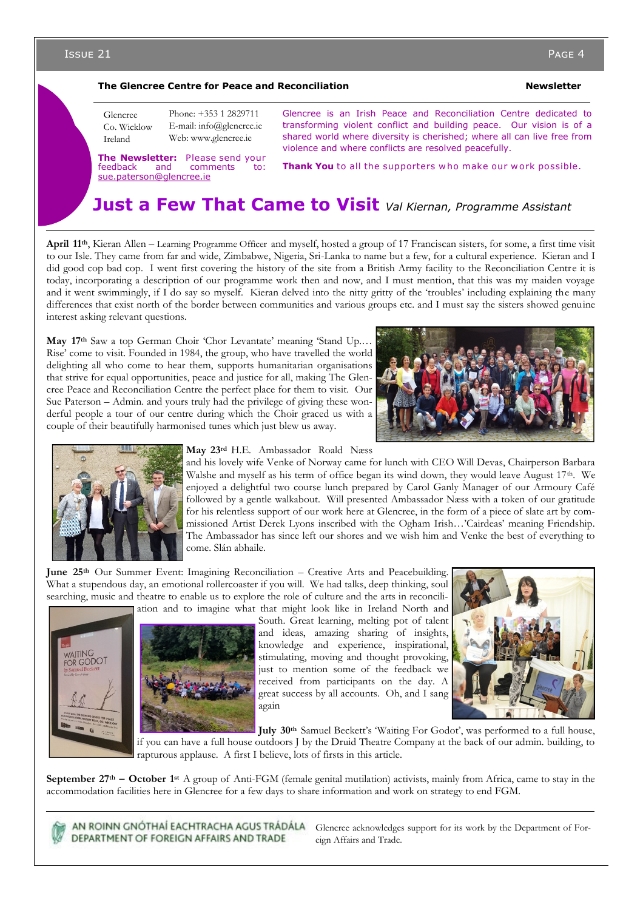**The Glencree Centre for Peace and Reconciliation** **Newsletter**

Glencree
Co. Wicklow
Ireland

Phone: +353 1 2829711
E-mail: info@glencree.ie
Web: www.glencree.ie

**The Newsletter:** Please send your feedback and comments to: sue.paterson@glencree.ie

Glencree is an Irish Peace and Reconciliation Centre dedicated to transforming violent conflict and building peace. Our vision is of a shared world where diversity is cherished; where all can live free from violence and where conflicts are resolved peacefully.

**Thank You** to all the supporters who make our work possible.

# Just a Few That Came to Visit *Val Kiernan, Programme Assistant*

**April 11th**, Kieran Allen – Learning Programme Officer and myself, hosted a group of 17 Franciscan sisters, for some, a first time visit to our Isle. They came from far and wide, Zimbabwe, Nigeria, Sri-Lanka to name but a few, for a cultural experience. Kieran and I did good cop bad cop. I went first covering the history of the site from a British Army facility to the Reconciliation Centre it is today, incorporating a description of our programme work then and now, and I must mention, that this was my maiden voyage and it went swimmingly, if I do say so myself. Kieran delved into the nitty gritty of the 'troubles' including explaining the many differences that exist north of the border between communities and various groups etc. and I must say the sisters showed genuine interest asking relevant questions.

**May 17th** Saw a top German Choir 'Chor Levantate' meaning 'Stand Up.…Rise' come to visit. Founded in 1984, the group, who have travelled the world delighting all who come to hear them, supports humanitarian organisations that strive for equal opportunities, peace and justice for all, making The Glencree Peace and Reconciliation Centre the perfect place for them to visit. Our Sue Paterson – Admin. and yours truly had the privilege of giving these wonderful people a tour of our centre during which the Choir graced us with a couple of their beautifully harmonised tunes which just blew us away.

**May 23rd** H.E. Ambassador Roald Næss and his lovely wife Venke of Norway came for lunch with CEO Will Devas, Chairperson Barbara Walshe and myself as his term of office began its wind down, they would leave August 17th. We enjoyed a delightful two course lunch prepared by Carol Ganly Manager of our Armoury Café followed by a gentle walkabout. Will presented Ambassador Næss with a token of our gratitude for his relentless support of our work here at Glencree, in the form of a piece of slate art by commissioned Artist Derek Lyons inscribed with the Ogham Irish…'Cairdeas' meaning Friendship. The Ambassador has since left our shores and we wish him and Venke the best of everything to come. Slán abhaile.

**June 25th** Our Summer Event: Imagining Reconciliation – Creative Arts and Peacebuilding. What a stupendous day, an emotional rollercoaster if you will. We had talks, deep thinking, soul searching, music and theatre to enable us to explore the role of culture and the arts in reconciliation and to imagine what that might look like in Ireland North and South. Great learning, melting pot of talent and ideas, amazing sharing of insights, knowledge and experience, inspirational, stimulating, moving and thought provoking, just to mention some of the feedback we received from participants on the day. A great success by all accounts. Oh, and I sang again

**July 30th** Samuel Beckett's 'Waiting For Godot', was performed to a full house, if you can have a full house outdoors J by the Druid Theatre Company at the back of our admin. building, to rapturous applause. A first I believe, lots of firsts in this article.

**September 27th – October 1st** A group of Anti-FGM (female genital mutilation) activists, mainly from Africa, came to stay in the accommodation facilities here in Glencree for a few days to share information and work on strategy to end FGM.

AN ROINN GNÓTHAÍ EACHTRACHA AGUS TRÁDÁLA
DEPARTMENT OF FOREIGN AFFAIRS AND TRADE

Glencree acknowledges support for its work by the Department of Foreign Affairs and Trade.